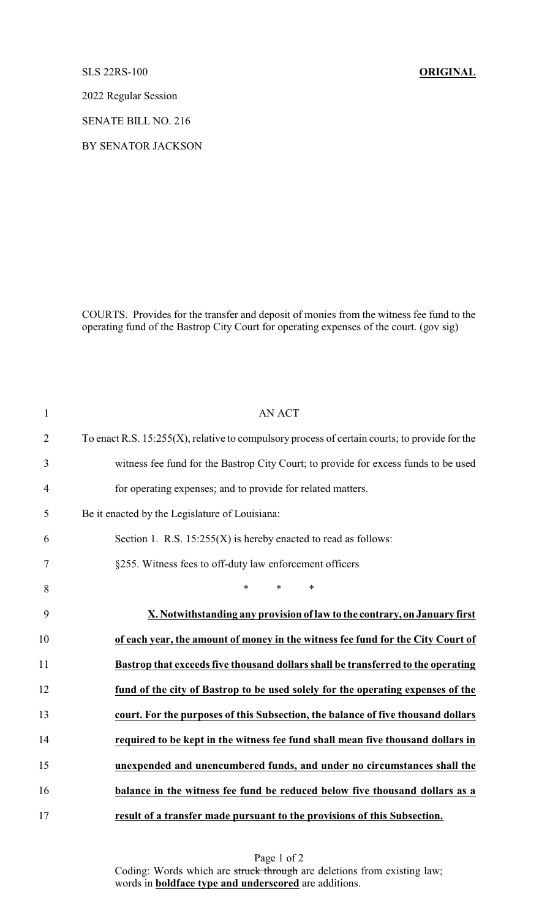SLS 22RS-100 **ORIGINAL**

2022 Regular Session

SENATE BILL NO. 216

BY SENATOR JACKSON

COURTS. Provides for the transfer and deposit of monies from the witness fee fund to the operating fund of the Bastrop City Court for operating expenses of the court. (gov sig)

1 AN ACT

2 To enact R.S. 15:255(X), relative to compulsory process of certain courts; to provide for the

3 witness fee fund for the Bastrop City Court; to provide for excess funds to be used

4 for operating expenses; and to provide for related matters.

5 Be it enacted by the Legislature of Louisiana:

6 Section 1. R.S. 15:255(X) is hereby enacted to read as follows:

7 §255. Witness fees to off-duty law enforcement officers

8 \* \* \*

9 **X. Notwithstanding any provision of law to the contrary, on January first**

10 **of each year, the amount of money in the witness fee fund for the City Court of**

11 **Bastrop that exceeds five thousand dollars shall be transferred to the operating**

12 **fund of the city of Bastrop to be used solely for the operating expenses of the**

13 **court. For the purposes of this Subsection, the balance of five thousand dollars**

14 **required to be kept in the witness fee fund shall mean five thousand dollars in**

15 **unexpended and unencumbered funds, and under no circumstances shall the**

16 **balance in the witness fee fund be reduced below five thousand dollars as a**

17 **result of a transfer made pursuant to the provisions of this Subsection.**

Coding: Words which are ~~struck through~~ are deletions from existing law; words in **boldface type and underscored** are additions.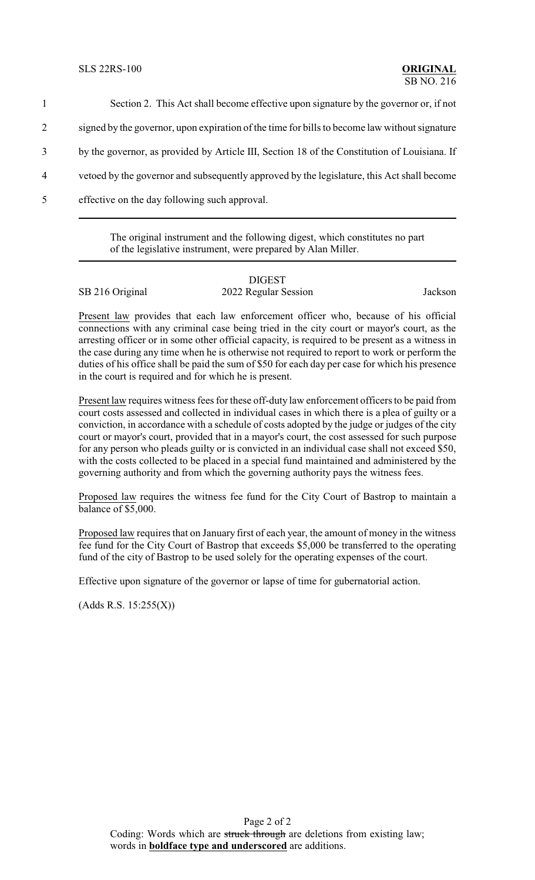Section 2. This Act shall become effective upon signature by the governor or, if not signed by the governor, upon expiration of the time for bills to become law without signature by the governor, as provided by Article III, Section 18 of the Constitution of Louisiana. If vetoed by the governor and subsequently approved by the legislature, this Act shall become effective on the day following such approval.

---

The original instrument and the following digest, which constitutes no part of the legislative instrument, were prepared by Alan Miller.

---

DIGEST

SB 216 Original — 2022 Regular Session — Jackson

Present law provides that each law enforcement officer who, because of his official connections with any criminal case being tried in the city court or mayor's court, as the arresting officer or in some other official capacity, is required to be present as a witness in the case during any time when he is otherwise not required to report to work or perform the duties of his office shall be paid the sum of $50 for each day per case for which his presence in the court is required and for which he is present.

Present law requires witness fees for these off-duty law enforcement officers to be paid from court costs assessed and collected in individual cases in which there is a plea of guilty or a conviction, in accordance with a schedule of costs adopted by the judge or judges of the city court or mayor's court, provided that in a mayor's court, the cost assessed for such purpose for any person who pleads guilty or is convicted in an individual case shall not exceed $50, with the costs collected to be placed in a special fund maintained and administered by the governing authority and from which the governing authority pays the witness fees.

Proposed law requires the witness fee fund for the City Court of Bastrop to maintain a balance of $5,000.

Proposed law requires that on January first of each year, the amount of money in the witness fee fund for the City Court of Bastrop that exceeds $5,000 be transferred to the operating fund of the city of Bastrop to be used solely for the operating expenses of the court.

Effective upon signature of the governor or lapse of time for gubernatorial action.

(Adds R.S. 15:255(X))

Coding: Words which are ~~struck through~~ are deletions from existing law; words in **boldface type and underscored** are additions.